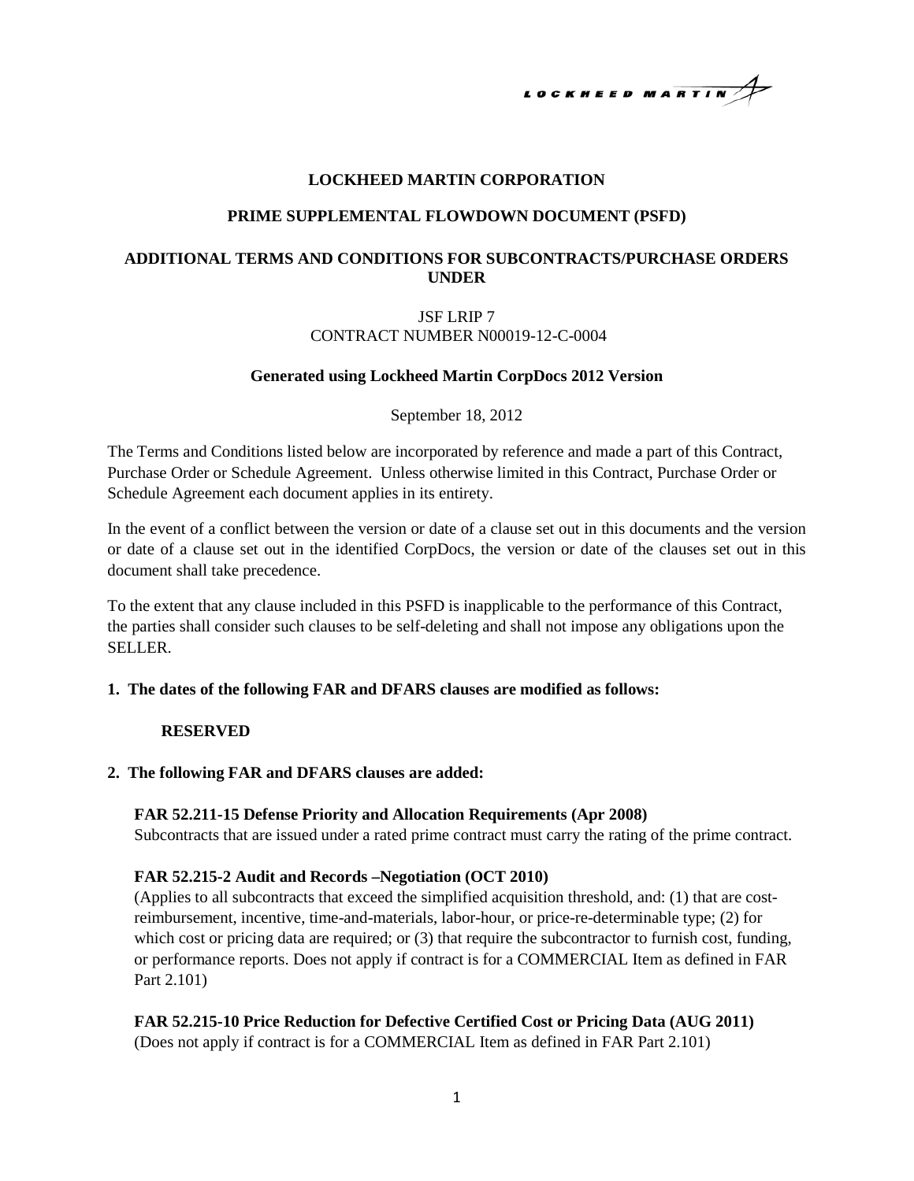**LOCKHEED MARTIN CORPORATION**

**PRIME SUPPLEMENTAL FLOWDOWN DOCUMENT (PSFD)**

**ADDITIONAL TERMS AND CONDITIONS FOR SUBCONTRACTS/PURCHASE ORDERS UNDER**

JSF LRIP 7
CONTRACT NUMBER N00019-12-C-0004

**Generated using Lockheed Martin CorpDocs 2012 Version**

September 18, 2012

The Terms and Conditions listed below are incorporated by reference and made a part of this Contract, Purchase Order or Schedule Agreement. Unless otherwise limited in this Contract, Purchase Order or Schedule Agreement each document applies in its entirety.

In the event of a conflict between the version or date of a clause set out in this documents and the version or date of a clause set out in the identified CorpDocs, the version or date of the clauses set out in this document shall take precedence.

To the extent that any clause included in this PSFD is inapplicable to the performance of this Contract, the parties shall consider such clauses to be self-deleting and shall not impose any obligations upon the SELLER.

**1. The dates of the following FAR and DFARS clauses are modified as follows:**

**RESERVED**

**2. The following FAR and DFARS clauses are added:**

**FAR 52.211-15 Defense Priority and Allocation Requirements (Apr 2008)**
Subcontracts that are issued under a rated prime contract must carry the rating of the prime contract.

**FAR 52.215-2 Audit and Records –Negotiation (OCT 2010)**
(Applies to all subcontracts that exceed the simplified acquisition threshold, and: (1) that are cost-reimbursement, incentive, time-and-materials, labor-hour, or price-re-determinable type; (2) for which cost or pricing data are required; or (3) that require the subcontractor to furnish cost, funding, or performance reports. Does not apply if contract is for a COMMERCIAL Item as defined in FAR Part 2.101)

**FAR 52.215-10 Price Reduction for Defective Certified Cost or Pricing Data (AUG 2011)**
(Does not apply if contract is for a COMMERCIAL Item as defined in FAR Part 2.101)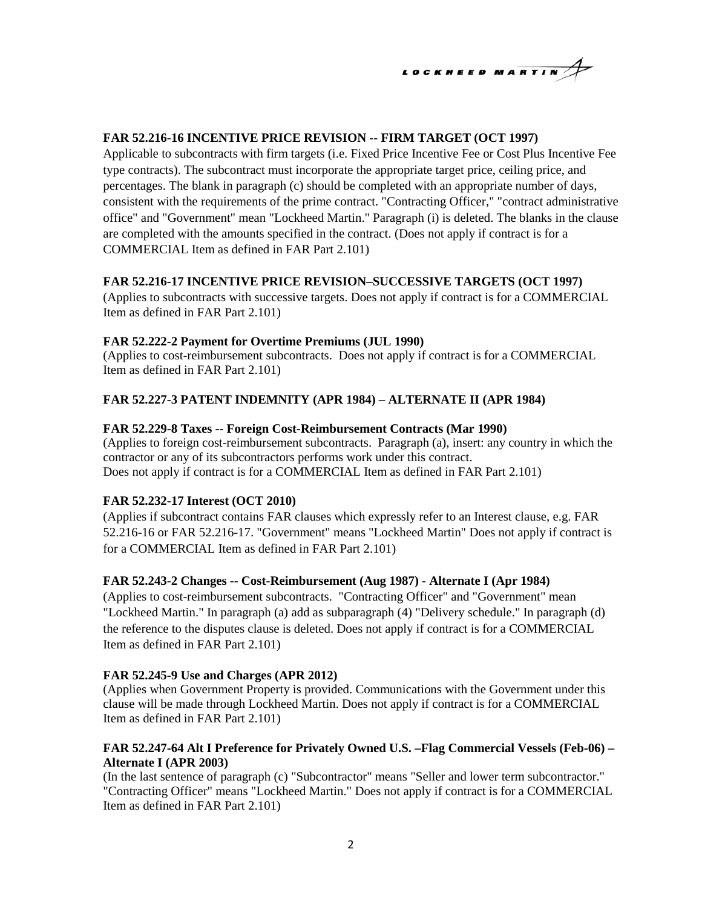**FAR 52.216-16 INCENTIVE PRICE REVISION -- FIRM TARGET (OCT 1997)**
Applicable to subcontracts with firm targets (i.e. Fixed Price Incentive Fee or Cost Plus Incentive Fee type contracts). The subcontract must incorporate the appropriate target price, ceiling price, and percentages. The blank in paragraph (c) should be completed with an appropriate number of days, consistent with the requirements of the prime contract. "Contracting Officer," "contract administrative office" and "Government" mean "Lockheed Martin." Paragraph (i) is deleted. The blanks in the clause are completed with the amounts specified in the contract. (Does not apply if contract is for a COMMERCIAL Item as defined in FAR Part 2.101)

**FAR 52.216-17 INCENTIVE PRICE REVISION–SUCCESSIVE TARGETS (OCT 1997)**
(Applies to subcontracts with successive targets. Does not apply if contract is for a COMMERCIAL Item as defined in FAR Part 2.101)

**FAR 52.222-2 Payment for Overtime Premiums (JUL 1990)**
(Applies to cost-reimbursement subcontracts. Does not apply if contract is for a COMMERCIAL Item as defined in FAR Part 2.101)

**FAR 52.227-3 PATENT INDEMNITY (APR 1984) – ALTERNATE II (APR 1984)**

**FAR 52.229-8 Taxes -- Foreign Cost-Reimbursement Contracts (Mar 1990)**
(Applies to foreign cost-reimbursement subcontracts. Paragraph (a), insert: any country in which the contractor or any of its subcontractors performs work under this contract.
Does not apply if contract is for a COMMERCIAL Item as defined in FAR Part 2.101)

**FAR 52.232-17 Interest (OCT 2010)**
(Applies if subcontract contains FAR clauses which expressly refer to an Interest clause, e.g. FAR 52.216-16 or FAR 52.216-17. "Government" means "Lockheed Martin" Does not apply if contract is for a COMMERCIAL Item as defined in FAR Part 2.101)

**FAR 52.243-2 Changes -- Cost-Reimbursement (Aug 1987) - Alternate I (Apr 1984)**
(Applies to cost-reimbursement subcontracts. "Contracting Officer" and "Government" mean "Lockheed Martin." In paragraph (a) add as subparagraph (4) "Delivery schedule." In paragraph (d) the reference to the disputes clause is deleted. Does not apply if contract is for a COMMERCIAL Item as defined in FAR Part 2.101)

**FAR 52.245-9 Use and Charges (APR 2012)**
(Applies when Government Property is provided. Communications with the Government under this clause will be made through Lockheed Martin. Does not apply if contract is for a COMMERCIAL Item as defined in FAR Part 2.101)

**FAR 52.247-64 Alt I Preference for Privately Owned U.S. –Flag Commercial Vessels (Feb-06) – Alternate I (APR 2003)**
(In the last sentence of paragraph (c) "Subcontractor" means "Seller and lower term subcontractor." "Contracting Officer" means "Lockheed Martin." Does not apply if contract is for a COMMERCIAL Item as defined in FAR Part 2.101)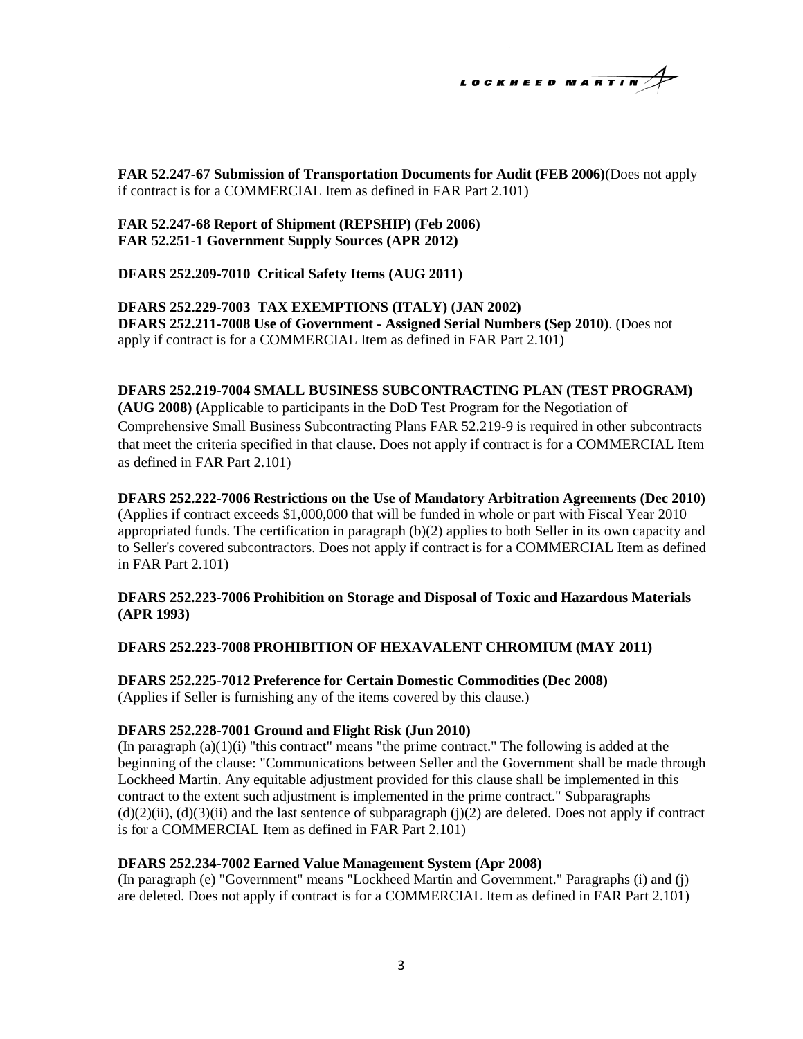**FAR 52.247-67 Submission of Transportation Documents for Audit (FEB 2006)**(Does not apply if contract is for a COMMERCIAL Item as defined in FAR Part 2.101)

**FAR 52.247-68 Report of Shipment (REPSHIP) (Feb 2006)**
**FAR 52.251-1 Government Supply Sources (APR 2012)**

**DFARS 252.209-7010 Critical Safety Items (AUG 2011)**

**DFARS 252.229-7003 TAX EXEMPTIONS (ITALY) (JAN 2002)**
**DFARS 252.211-7008 Use of Government - Assigned Serial Numbers (Sep 2010)**. (Does not apply if contract is for a COMMERCIAL Item as defined in FAR Part 2.101)

**DFARS 252.219-7004 SMALL BUSINESS SUBCONTRACTING PLAN (TEST PROGRAM) (AUG 2008) (**Applicable to participants in the DoD Test Program for the Negotiation of Comprehensive Small Business Subcontracting Plans FAR 52.219-9 is required in other subcontracts that meet the criteria specified in that clause. Does not apply if contract is for a COMMERCIAL Item as defined in FAR Part 2.101)

**DFARS 252.222-7006 Restrictions on the Use of Mandatory Arbitration Agreements (Dec 2010)** (Applies if contract exceeds $1,000,000 that will be funded in whole or part with Fiscal Year 2010 appropriated funds. The certification in paragraph (b)(2) applies to both Seller in its own capacity and to Seller's covered subcontractors. Does not apply if contract is for a COMMERCIAL Item as defined in FAR Part 2.101)

**DFARS 252.223-7006 Prohibition on Storage and Disposal of Toxic and Hazardous Materials (APR 1993)**

**DFARS 252.223-7008 PROHIBITION OF HEXAVALENT CHROMIUM (MAY 2011)**

**DFARS 252.225-7012 Preference for Certain Domestic Commodities (Dec 2008)**
(Applies if Seller is furnishing any of the items covered by this clause.)

**DFARS 252.228-7001 Ground and Flight Risk (Jun 2010)**
(In paragraph (a)(1)(i) "this contract" means "the prime contract." The following is added at the beginning of the clause: "Communications between Seller and the Government shall be made through Lockheed Martin. Any equitable adjustment provided for this clause shall be implemented in this contract to the extent such adjustment is implemented in the prime contract." Subparagraphs (d)(2)(ii), (d)(3)(ii) and the last sentence of subparagraph (j)(2) are deleted. Does not apply if contract is for a COMMERCIAL Item as defined in FAR Part 2.101)

**DFARS 252.234-7002 Earned Value Management System (Apr 2008)**
(In paragraph (e) "Government" means "Lockheed Martin and Government." Paragraphs (i) and (j) are deleted. Does not apply if contract is for a COMMERCIAL Item as defined in FAR Part 2.101)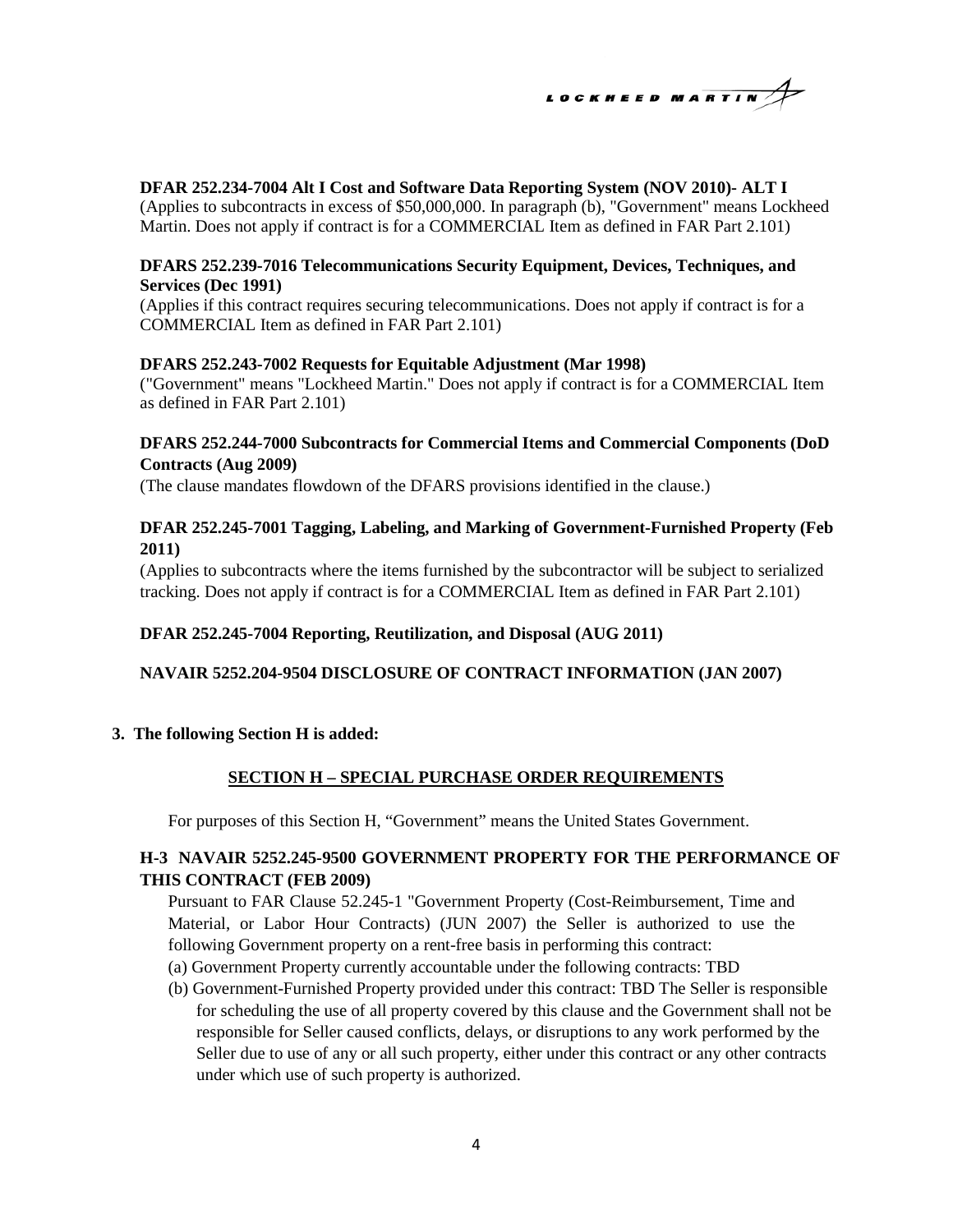**DFAR 252.234-7004 Alt I Cost and Software Data Reporting System (NOV 2010)- ALT I**
(Applies to subcontracts in excess of $50,000,000. In paragraph (b), "Government" means Lockheed Martin. Does not apply if contract is for a COMMERCIAL Item as defined in FAR Part 2.101)

**DFARS 252.239-7016 Telecommunications Security Equipment, Devices, Techniques, and Services (Dec 1991)**
(Applies if this contract requires securing telecommunications. Does not apply if contract is for a COMMERCIAL Item as defined in FAR Part 2.101)

**DFARS 252.243-7002 Requests for Equitable Adjustment (Mar 1998)**
("Government" means "Lockheed Martin." Does not apply if contract is for a COMMERCIAL Item as defined in FAR Part 2.101)

**DFARS 252.244-7000 Subcontracts for Commercial Items and Commercial Components (DoD Contracts (Aug 2009)**
(The clause mandates flowdown of the DFARS provisions identified in the clause.)

**DFAR 252.245-7001 Tagging, Labeling, and Marking of Government-Furnished Property (Feb 2011)**
(Applies to subcontracts where the items furnished by the subcontractor will be subject to serialized tracking. Does not apply if contract is for a COMMERCIAL Item as defined in FAR Part 2.101)

**DFAR 252.245-7004 Reporting, Reutilization, and Disposal (AUG 2011)**

**NAVAIR 5252.204-9504 DISCLOSURE OF CONTRACT INFORMATION (JAN 2007)**

**3. The following Section H is added:**

## SECTION H – SPECIAL PURCHASE ORDER REQUIREMENTS

For purposes of this Section H, "Government" means the United States Government.

### H-3 NAVAIR 5252.245-9500 GOVERNMENT PROPERTY FOR THE PERFORMANCE OF THIS CONTRACT (FEB 2009)

Pursuant to FAR Clause 52.245-1 "Government Property (Cost-Reimbursement, Time and Material, or Labor Hour Contracts) (JUN 2007) the Seller is authorized to use the following Government property on a rent-free basis in performing this contract:

(a) Government Property currently accountable under the following contracts: TBD

(b) Government-Furnished Property provided under this contract: TBD The Seller is responsible for scheduling the use of all property covered by this clause and the Government shall not be responsible for Seller caused conflicts, delays, or disruptions to any work performed by the Seller due to use of any or all such property, either under this contract or any other contracts under which use of such property is authorized.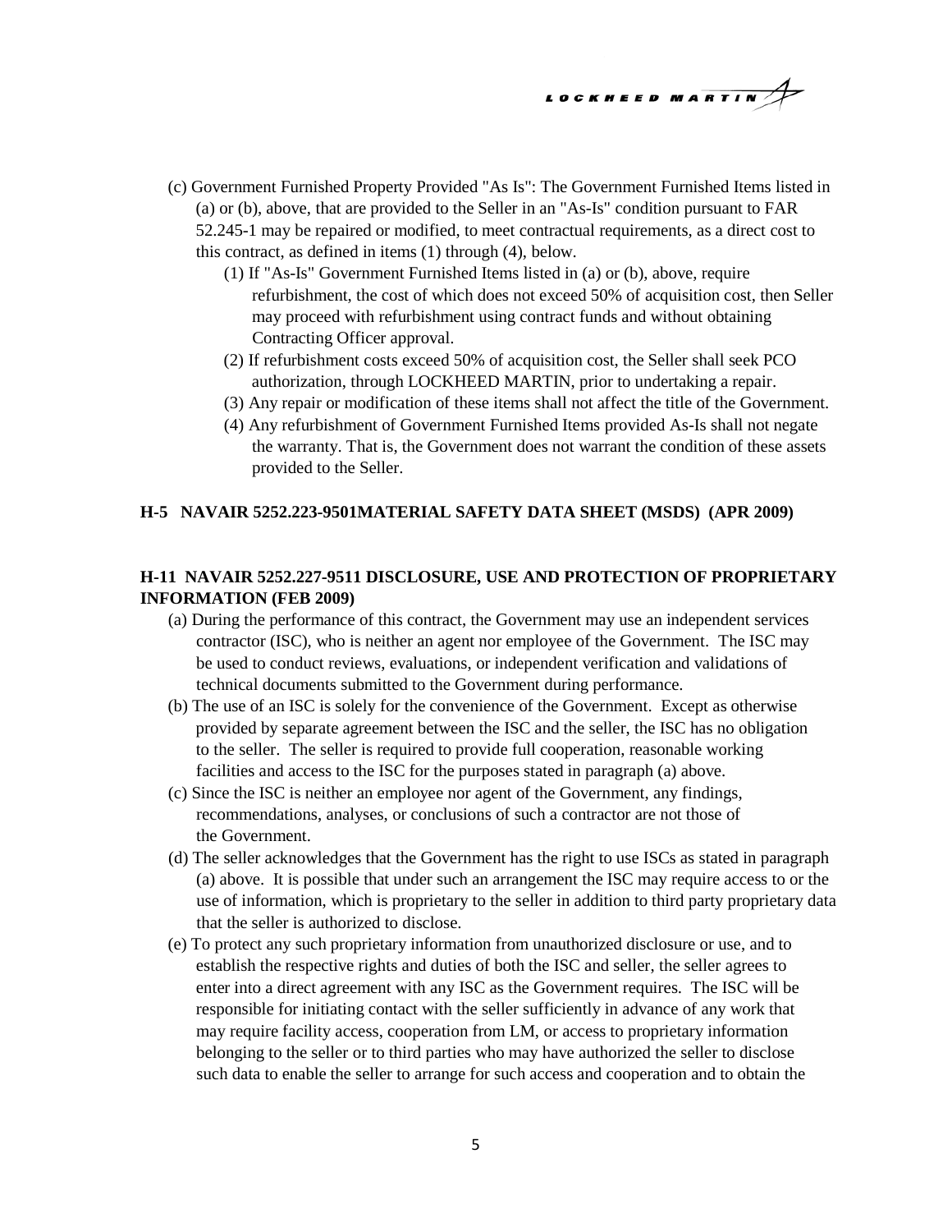(c) Government Furnished Property Provided "As Is": The Government Furnished Items listed in (a) or (b), above, that are provided to the Seller in an "As-Is" condition pursuant to FAR 52.245-1 may be repaired or modified, to meet contractual requirements, as a direct cost to this contract, as defined in items (1) through (4), below.

(1) If "As-Is" Government Furnished Items listed in (a) or (b), above, require refurbishment, the cost of which does not exceed 50% of acquisition cost, then Seller may proceed with refurbishment using contract funds and without obtaining Contracting Officer approval.

(2) If refurbishment costs exceed 50% of acquisition cost, the Seller shall seek PCO authorization, through LOCKHEED MARTIN, prior to undertaking a repair.

(3) Any repair or modification of these items shall not affect the title of the Government.

(4) Any refurbishment of Government Furnished Items provided As-Is shall not negate the warranty. That is, the Government does not warrant the condition of these assets provided to the Seller.

**H-5 NAVAIR 5252.223-9501MATERIAL SAFETY DATA SHEET (MSDS) (APR 2009)**

**H-11 NAVAIR 5252.227-9511 DISCLOSURE, USE AND PROTECTION OF PROPRIETARY INFORMATION (FEB 2009)**

(a) During the performance of this contract, the Government may use an independent services contractor (ISC), who is neither an agent nor employee of the Government. The ISC may be used to conduct reviews, evaluations, or independent verification and validations of technical documents submitted to the Government during performance.

(b) The use of an ISC is solely for the convenience of the Government. Except as otherwise provided by separate agreement between the ISC and the seller, the ISC has no obligation to the seller. The seller is required to provide full cooperation, reasonable working facilities and access to the ISC for the purposes stated in paragraph (a) above.

(c) Since the ISC is neither an employee nor agent of the Government, any findings, recommendations, analyses, or conclusions of such a contractor are not those of the Government.

(d) The seller acknowledges that the Government has the right to use ISCs as stated in paragraph (a) above. It is possible that under such an arrangement the ISC may require access to or the use of information, which is proprietary to the seller in addition to third party proprietary data that the seller is authorized to disclose.

(e) To protect any such proprietary information from unauthorized disclosure or use, and to establish the respective rights and duties of both the ISC and seller, the seller agrees to enter into a direct agreement with any ISC as the Government requires. The ISC will be responsible for initiating contact with the seller sufficiently in advance of any work that may require facility access, cooperation from LM, or access to proprietary information belonging to the seller or to third parties who may have authorized the seller to disclose such data to enable the seller to arrange for such access and cooperation and to obtain the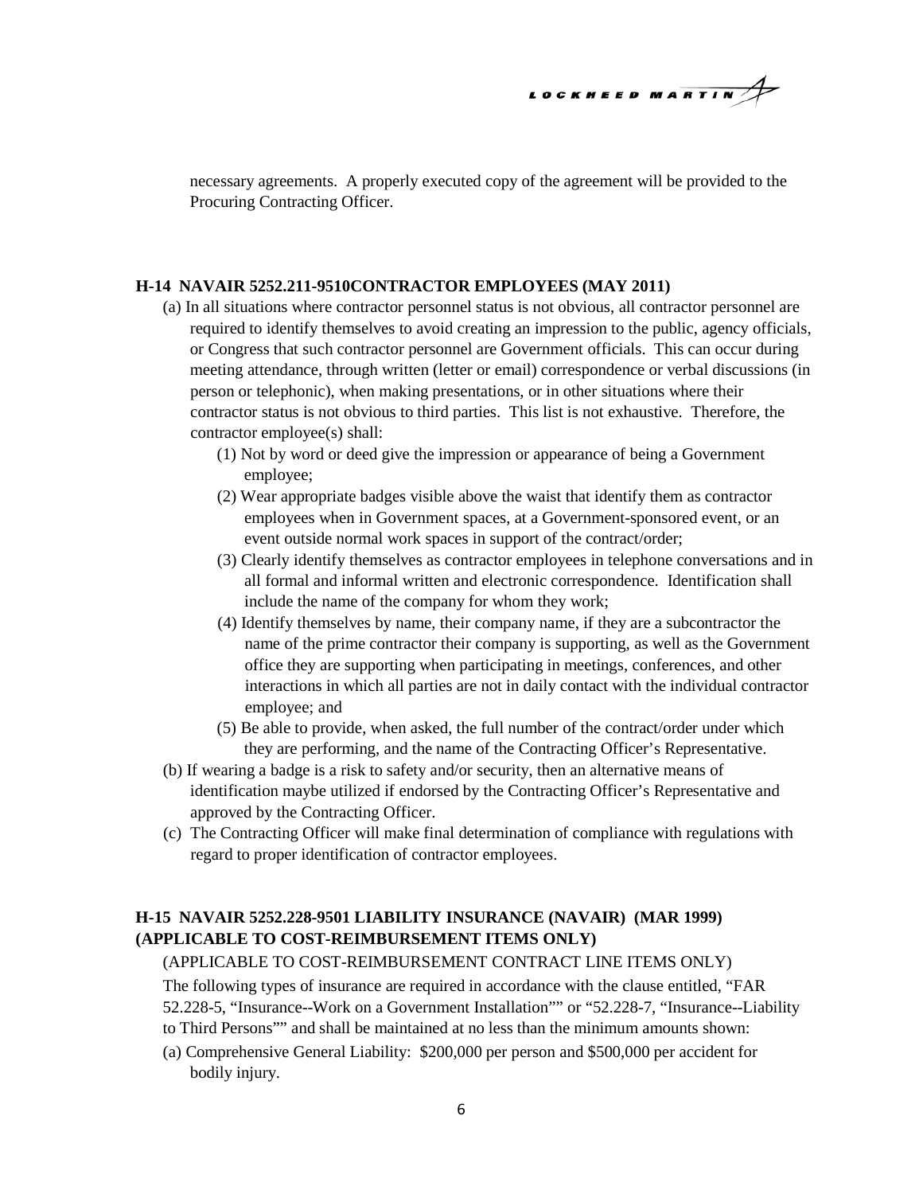necessary agreements. A properly executed copy of the agreement will be provided to the Procuring Contracting Officer.

**H-14 NAVAIR 5252.211-9510CONTRACTOR EMPLOYEES (MAY 2011)**

(a) In all situations where contractor personnel status is not obvious, all contractor personnel are required to identify themselves to avoid creating an impression to the public, agency officials, or Congress that such contractor personnel are Government officials. This can occur during meeting attendance, through written (letter or email) correspondence or verbal discussions (in person or telephonic), when making presentations, or in other situations where their contractor status is not obvious to third parties. This list is not exhaustive. Therefore, the contractor employee(s) shall:

(1) Not by word or deed give the impression or appearance of being a Government employee;

(2) Wear appropriate badges visible above the waist that identify them as contractor employees when in Government spaces, at a Government-sponsored event, or an event outside normal work spaces in support of the contract/order;

(3) Clearly identify themselves as contractor employees in telephone conversations and in all formal and informal written and electronic correspondence. Identification shall include the name of the company for whom they work;

(4) Identify themselves by name, their company name, if they are a subcontractor the name of the prime contractor their company is supporting, as well as the Government office they are supporting when participating in meetings, conferences, and other interactions in which all parties are not in daily contact with the individual contractor employee; and

(5) Be able to provide, when asked, the full number of the contract/order under which they are performing, and the name of the Contracting Officer's Representative.

(b) If wearing a badge is a risk to safety and/or security, then an alternative means of identification maybe utilized if endorsed by the Contracting Officer's Representative and approved by the Contracting Officer.

(c) The Contracting Officer will make final determination of compliance with regulations with regard to proper identification of contractor employees.

**H-15 NAVAIR 5252.228-9501 LIABILITY INSURANCE (NAVAIR) (MAR 1999) (APPLICABLE TO COST-REIMBURSEMENT ITEMS ONLY)**

(APPLICABLE TO COST-REIMBURSEMENT CONTRACT LINE ITEMS ONLY)

The following types of insurance are required in accordance with the clause entitled, "FAR 52.228-5, "Insurance--Work on a Government Installation"" or "52.228-7, "Insurance--Liability to Third Persons"" and shall be maintained at no less than the minimum amounts shown:

(a) Comprehensive General Liability: $200,000 per person and $500,000 per accident for bodily injury.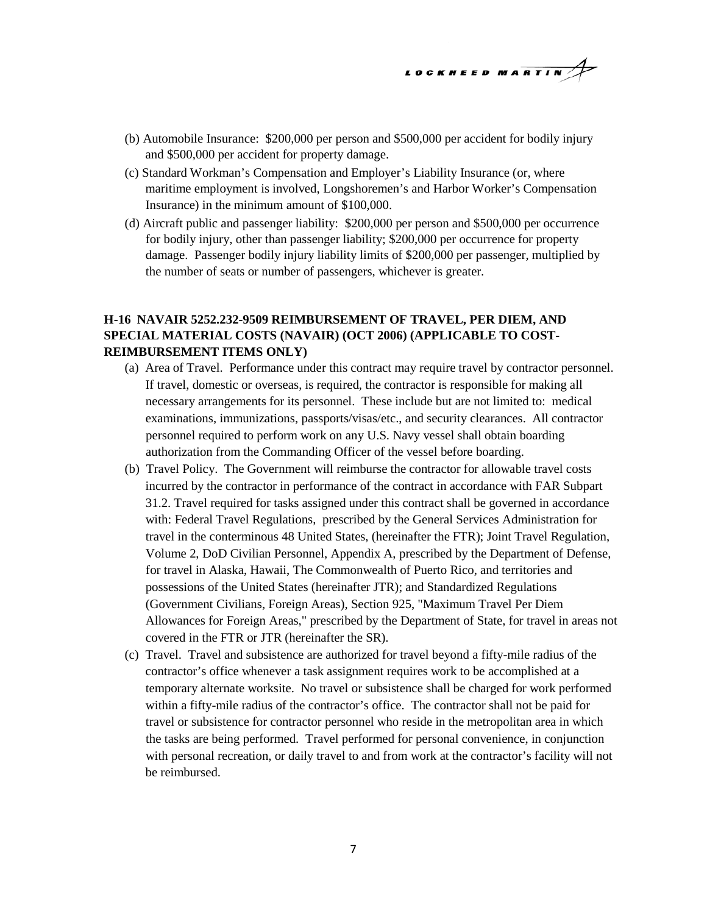(b) Automobile Insurance: $200,000 per person and $500,000 per accident for bodily injury and $500,000 per accident for property damage.

(c) Standard Workman's Compensation and Employer's Liability Insurance (or, where maritime employment is involved, Longshoremen's and Harbor Worker's Compensation Insurance) in the minimum amount of $100,000.

(d) Aircraft public and passenger liability: $200,000 per person and $500,000 per occurrence for bodily injury, other than passenger liability; $200,000 per occurrence for property damage. Passenger bodily injury liability limits of $200,000 per passenger, multiplied by the number of seats or number of passengers, whichever is greater.

**H-16 NAVAIR 5252.232-9509 REIMBURSEMENT OF TRAVEL, PER DIEM, AND SPECIAL MATERIAL COSTS (NAVAIR) (OCT 2006) (APPLICABLE TO COST-REIMBURSEMENT ITEMS ONLY)**

(a) Area of Travel. Performance under this contract may require travel by contractor personnel. If travel, domestic or overseas, is required, the contractor is responsible for making all necessary arrangements for its personnel. These include but are not limited to: medical examinations, immunizations, passports/visas/etc., and security clearances. All contractor personnel required to perform work on any U.S. Navy vessel shall obtain boarding authorization from the Commanding Officer of the vessel before boarding.

(b) Travel Policy. The Government will reimburse the contractor for allowable travel costs incurred by the contractor in performance of the contract in accordance with FAR Subpart 31.2. Travel required for tasks assigned under this contract shall be governed in accordance with: Federal Travel Regulations, prescribed by the General Services Administration for travel in the conterminous 48 United States, (hereinafter the FTR); Joint Travel Regulation, Volume 2, DoD Civilian Personnel, Appendix A, prescribed by the Department of Defense, for travel in Alaska, Hawaii, The Commonwealth of Puerto Rico, and territories and possessions of the United States (hereinafter JTR); and Standardized Regulations (Government Civilians, Foreign Areas), Section 925, "Maximum Travel Per Diem Allowances for Foreign Areas," prescribed by the Department of State, for travel in areas not covered in the FTR or JTR (hereinafter the SR).

(c) Travel. Travel and subsistence are authorized for travel beyond a fifty-mile radius of the contractor's office whenever a task assignment requires work to be accomplished at a temporary alternate worksite. No travel or subsistence shall be charged for work performed within a fifty-mile radius of the contractor's office. The contractor shall not be paid for travel or subsistence for contractor personnel who reside in the metropolitan area in which the tasks are being performed. Travel performed for personal convenience, in conjunction with personal recreation, or daily travel to and from work at the contractor's facility will not be reimbursed.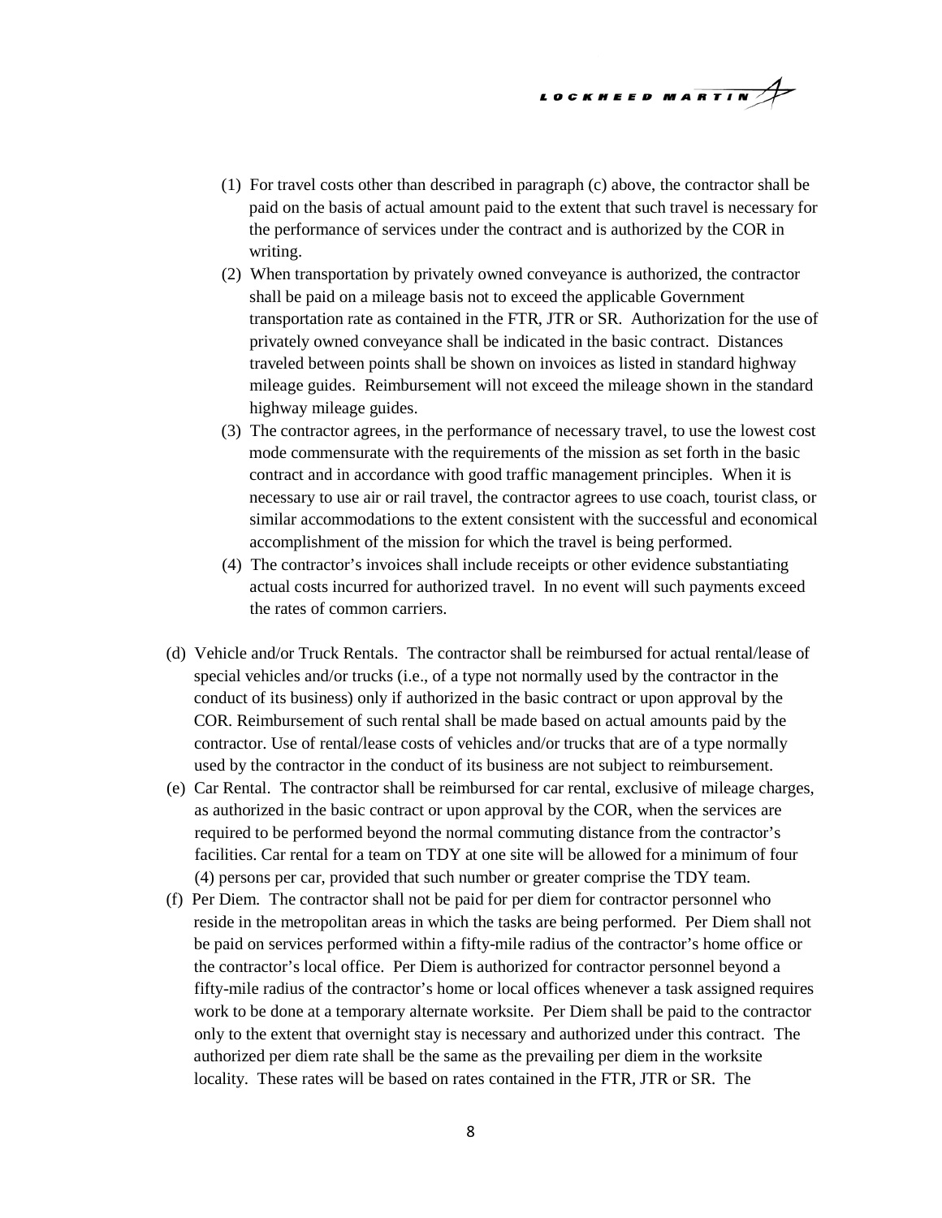(1) For travel costs other than described in paragraph (c) above, the contractor shall be paid on the basis of actual amount paid to the extent that such travel is necessary for the performance of services under the contract and is authorized by the COR in writing.

(2) When transportation by privately owned conveyance is authorized, the contractor shall be paid on a mileage basis not to exceed the applicable Government transportation rate as contained in the FTR, JTR or SR. Authorization for the use of privately owned conveyance shall be indicated in the basic contract. Distances traveled between points shall be shown on invoices as listed in standard highway mileage guides. Reimbursement will not exceed the mileage shown in the standard highway mileage guides.

(3) The contractor agrees, in the performance of necessary travel, to use the lowest cost mode commensurate with the requirements of the mission as set forth in the basic contract and in accordance with good traffic management principles. When it is necessary to use air or rail travel, the contractor agrees to use coach, tourist class, or similar accommodations to the extent consistent with the successful and economical accomplishment of the mission for which the travel is being performed.

(4) The contractor's invoices shall include receipts or other evidence substantiating actual costs incurred for authorized travel. In no event will such payments exceed the rates of common carriers.

(d) Vehicle and/or Truck Rentals. The contractor shall be reimbursed for actual rental/lease of special vehicles and/or trucks (i.e., of a type not normally used by the contractor in the conduct of its business) only if authorized in the basic contract or upon approval by the COR. Reimbursement of such rental shall be made based on actual amounts paid by the contractor. Use of rental/lease costs of vehicles and/or trucks that are of a type normally used by the contractor in the conduct of its business are not subject to reimbursement.

(e) Car Rental. The contractor shall be reimbursed for car rental, exclusive of mileage charges, as authorized in the basic contract or upon approval by the COR, when the services are required to be performed beyond the normal commuting distance from the contractor's facilities. Car rental for a team on TDY at one site will be allowed for a minimum of four (4) persons per car, provided that such number or greater comprise the TDY team.

(f) Per Diem. The contractor shall not be paid for per diem for contractor personnel who reside in the metropolitan areas in which the tasks are being performed. Per Diem shall not be paid on services performed within a fifty-mile radius of the contractor's home office or the contractor's local office. Per Diem is authorized for contractor personnel beyond a fifty-mile radius of the contractor's home or local offices whenever a task assigned requires work to be done at a temporary alternate worksite. Per Diem shall be paid to the contractor only to the extent that overnight stay is necessary and authorized under this contract. The authorized per diem rate shall be the same as the prevailing per diem in the worksite locality. These rates will be based on rates contained in the FTR, JTR or SR. The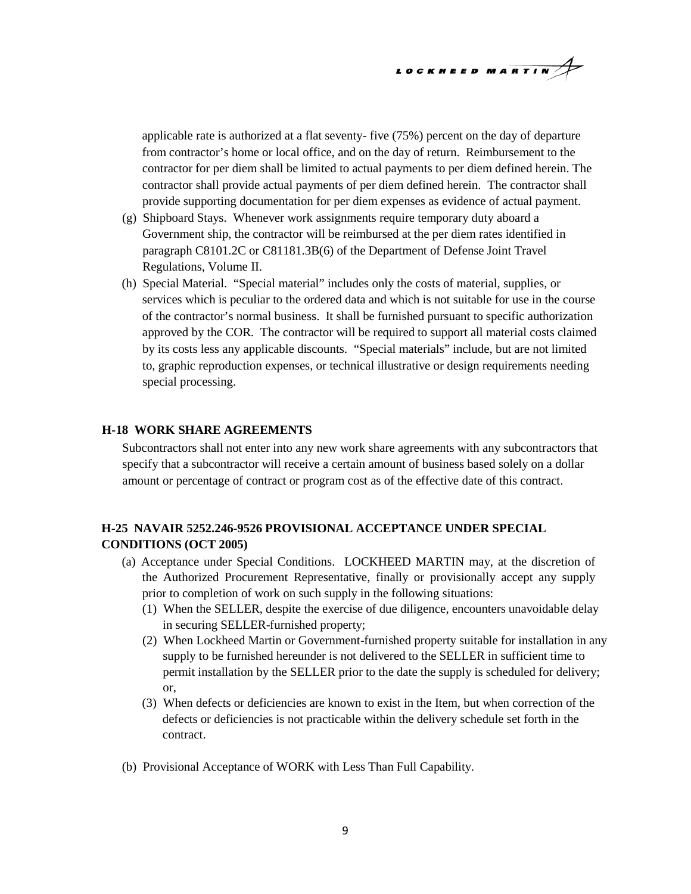applicable rate is authorized at a flat seventy- five (75%) percent on the day of departure from contractor's home or local office, and on the day of return. Reimbursement to the contractor for per diem shall be limited to actual payments to per diem defined herein. The contractor shall provide actual payments of per diem defined herein. The contractor shall provide supporting documentation for per diem expenses as evidence of actual payment.

(g) Shipboard Stays. Whenever work assignments require temporary duty aboard a Government ship, the contractor will be reimbursed at the per diem rates identified in paragraph C8101.2C or C81181.3B(6) of the Department of Defense Joint Travel Regulations, Volume II.

(h) Special Material. "Special material" includes only the costs of material, supplies, or services which is peculiar to the ordered data and which is not suitable for use in the course of the contractor's normal business. It shall be furnished pursuant to specific authorization approved by the COR. The contractor will be required to support all material costs claimed by its costs less any applicable discounts. "Special materials" include, but are not limited to, graphic reproduction expenses, or technical illustrative or design requirements needing special processing.

**H-18 WORK SHARE AGREEMENTS**

Subcontractors shall not enter into any new work share agreements with any subcontractors that specify that a subcontractor will receive a certain amount of business based solely on a dollar amount or percentage of contract or program cost as of the effective date of this contract.

**H-25 NAVAIR 5252.246-9526 PROVISIONAL ACCEPTANCE UNDER SPECIAL CONDITIONS (OCT 2005)**

(a) Acceptance under Special Conditions. LOCKHEED MARTIN may, at the discretion of the Authorized Procurement Representative, finally or provisionally accept any supply prior to completion of work on such supply in the following situations:

(1) When the SELLER, despite the exercise of due diligence, encounters unavoidable delay in securing SELLER-furnished property;

(2) When Lockheed Martin or Government-furnished property suitable for installation in any supply to be furnished hereunder is not delivered to the SELLER in sufficient time to permit installation by the SELLER prior to the date the supply is scheduled for delivery; or,

(3) When defects or deficiencies are known to exist in the Item, but when correction of the defects or deficiencies is not practicable within the delivery schedule set forth in the contract.

(b) Provisional Acceptance of WORK with Less Than Full Capability.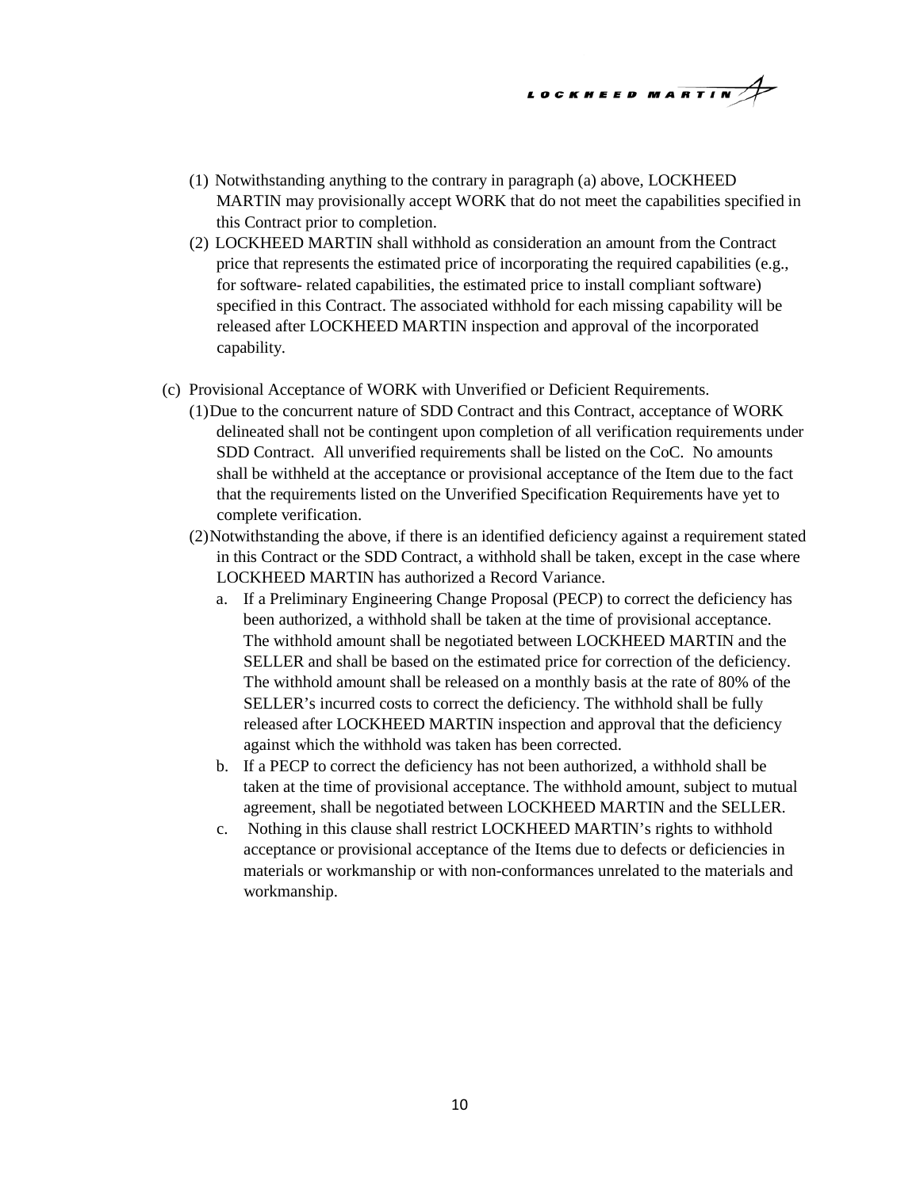(1) Notwithstanding anything to the contrary in paragraph (a) above, LOCKHEED MARTIN may provisionally accept WORK that do not meet the capabilities specified in this Contract prior to completion.

(2) LOCKHEED MARTIN shall withhold as consideration an amount from the Contract price that represents the estimated price of incorporating the required capabilities (e.g., for software- related capabilities, the estimated price to install compliant software) specified in this Contract. The associated withhold for each missing capability will be released after LOCKHEED MARTIN inspection and approval of the incorporated capability.

(c) Provisional Acceptance of WORK with Unverified or Deficient Requirements.

(1) Due to the concurrent nature of SDD Contract and this Contract, acceptance of WORK delineated shall not be contingent upon completion of all verification requirements under SDD Contract. All unverified requirements shall be listed on the CoC. No amounts shall be withheld at the acceptance or provisional acceptance of the Item due to the fact that the requirements listed on the Unverified Specification Requirements have yet to complete verification.

(2) Notwithstanding the above, if there is an identified deficiency against a requirement stated in this Contract or the SDD Contract, a withhold shall be taken, except in the case where LOCKHEED MARTIN has authorized a Record Variance.

a. If a Preliminary Engineering Change Proposal (PECP) to correct the deficiency has been authorized, a withhold shall be taken at the time of provisional acceptance. The withhold amount shall be negotiated between LOCKHEED MARTIN and the SELLER and shall be based on the estimated price for correction of the deficiency. The withhold amount shall be released on a monthly basis at the rate of 80% of the SELLER's incurred costs to correct the deficiency. The withhold shall be fully released after LOCKHEED MARTIN inspection and approval that the deficiency against which the withhold was taken has been corrected.

b. If a PECP to correct the deficiency has not been authorized, a withhold shall be taken at the time of provisional acceptance. The withhold amount, subject to mutual agreement, shall be negotiated between LOCKHEED MARTIN and the SELLER.

c. Nothing in this clause shall restrict LOCKHEED MARTIN's rights to withhold acceptance or provisional acceptance of the Items due to defects or deficiencies in materials or workmanship or with non-conformances unrelated to the materials and workmanship.